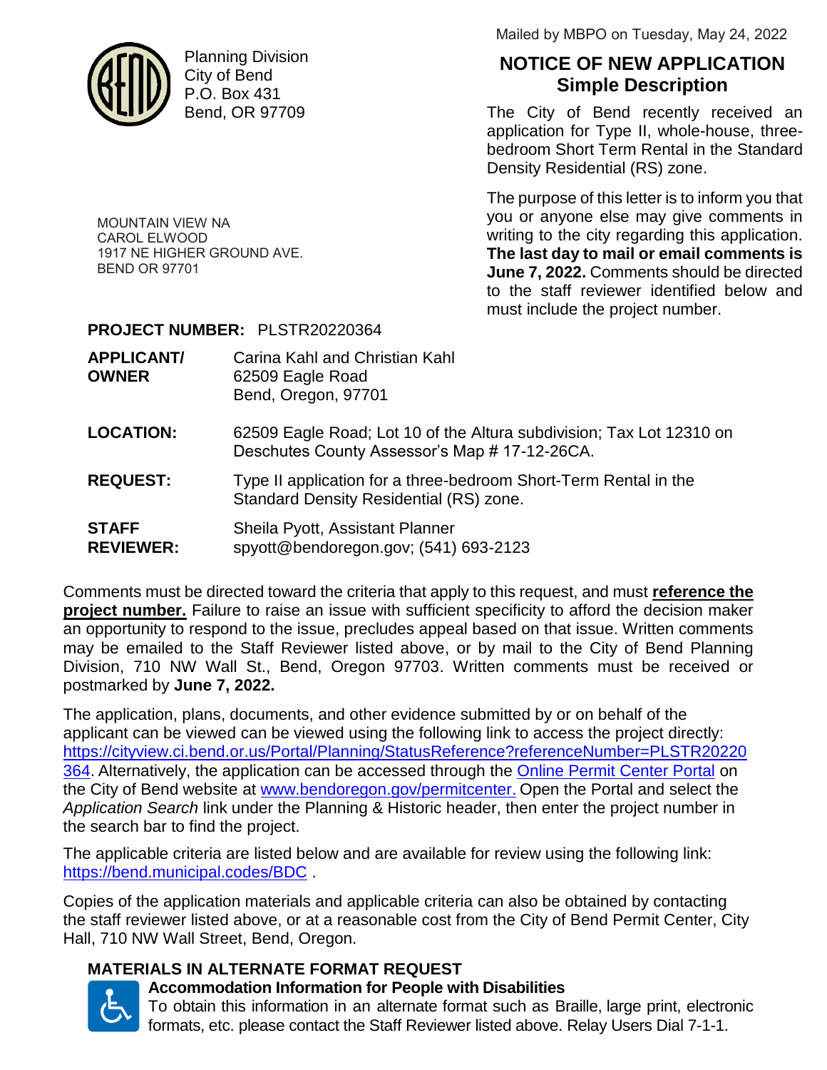Planning Division
City of Bend
P.O. Box 431
Bend, OR 97709

Mailed by MBPO on Tuesday, May 24, 2022

# NOTICE OF NEW APPLICATION
## Simple Description

The City of Bend recently received an application for Type II, whole-house, three-bedroom Short Term Rental in the Standard Density Residential (RS) zone.

The purpose of this letter is to inform you that you or anyone else may give comments in writing to the city regarding this application. **The last day to mail or email comments is June 7, 2022.** Comments should be directed to the staff reviewer identified below and must include the project number.

MOUNTAIN VIEW NA
CAROL ELWOOD
1917 NE HIGHER GROUND AVE.
BEND OR 97701

**PROJECT NUMBER:** PLSTR20220364

**APPLICANT/ OWNER** Carina Kahl and Christian Kahl
62509 Eagle Road
Bend, Oregon, 97701

**LOCATION:** 62509 Eagle Road; Lot 10 of the Altura subdivision; Tax Lot 12310 on Deschutes County Assessor's Map # 17-12-26CA.

**REQUEST:** Type II application for a three-bedroom Short-Term Rental in the Standard Density Residential (RS) zone.

**STAFF REVIEWER:** Sheila Pyott, Assistant Planner
spyott@bendoregon.gov; (541) 693-2123

Comments must be directed toward the criteria that apply to this request, and must **reference the project number.** Failure to raise an issue with sufficient specificity to afford the decision maker an opportunity to respond to the issue, precludes appeal based on that issue. Written comments may be emailed to the Staff Reviewer listed above, or by mail to the City of Bend Planning Division, 710 NW Wall St., Bend, Oregon 97703. Written comments must be received or postmarked by **June 7, 2022.**

The application, plans, documents, and other evidence submitted by or on behalf of the applicant can be viewed can be viewed using the following link to access the project directly: https://cityview.ci.bend.or.us/Portal/Planning/StatusReference?referenceNumber=PLSTR20220364. Alternatively, the application can be accessed through the Online Permit Center Portal on the City of Bend website at www.bendoregon.gov/permitcenter. Open the Portal and select the *Application Search* link under the Planning & Historic header, then enter the project number in the search bar to find the project.

The applicable criteria are listed below and are available for review using the following link: https://bend.municipal.codes/BDC .

Copies of the application materials and applicable criteria can also be obtained by contacting the staff reviewer listed above, or at a reasonable cost from the City of Bend Permit Center, City Hall, 710 NW Wall Street, Bend, Oregon.

### MATERIALS IN ALTERNATE FORMAT REQUEST

**Accommodation Information for People with Disabilities**
To obtain this information in an alternate format such as Braille, large print, electronic formats, etc. please contact the Staff Reviewer listed above. Relay Users Dial 7-1-1.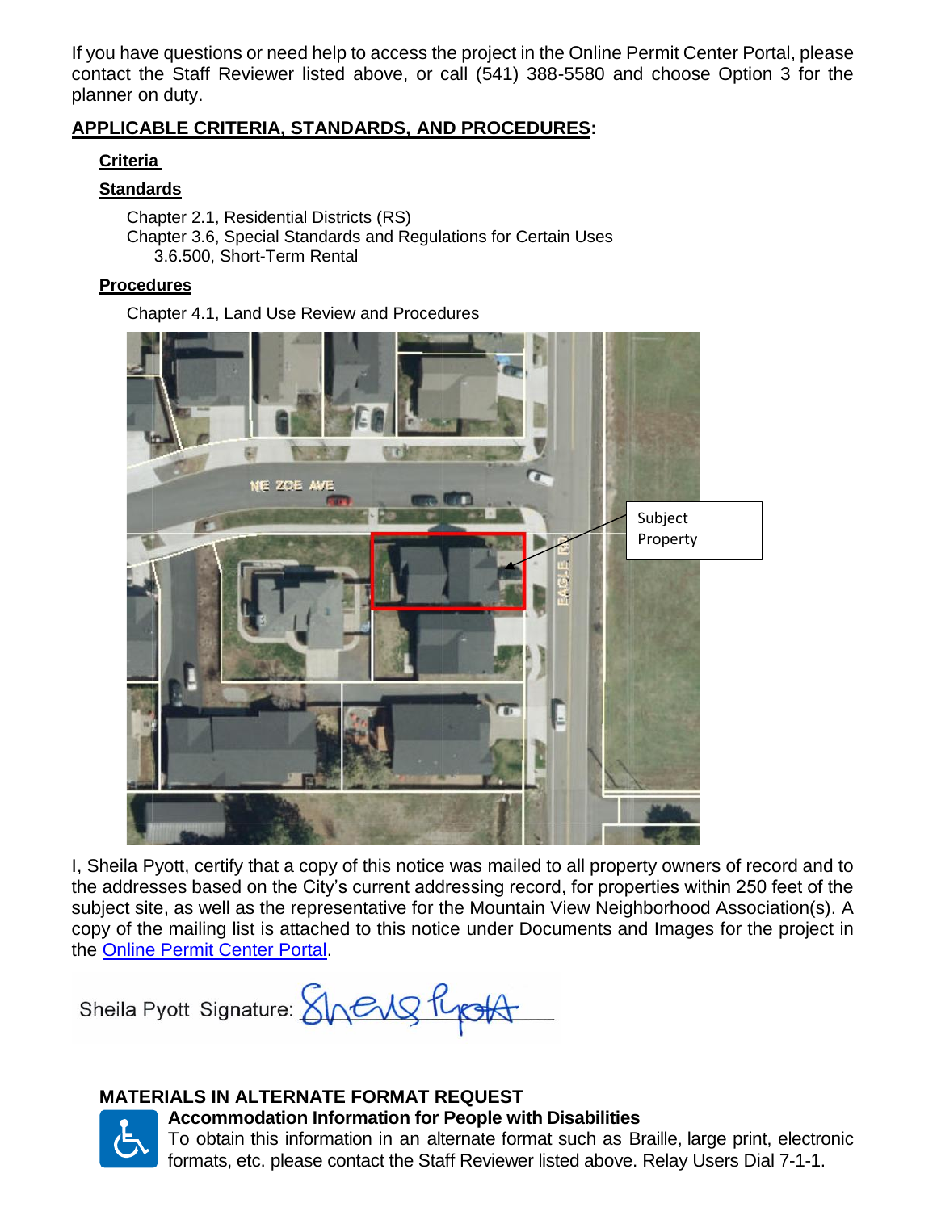If you have questions or need help to access the project in the Online Permit Center Portal, please contact the Staff Reviewer listed above, or call (541) 388-5580 and choose Option 3 for the planner on duty.

## APPLICABLE CRITERIA, STANDARDS, AND PROCEDURES:

### Criteria

### Standards

Chapter 2.1, Residential Districts (RS)
Chapter 3.6, Special Standards and Regulations for Certain Uses
3.6.500, Short-Term Rental

### Procedures

Chapter 4.1, Land Use Review and Procedures

NE ZOE AVE

EAGLE RD

Subject Property

I, Sheila Pyott, certify that a copy of this notice was mailed to all property owners of record and to the addresses based on the City's current addressing record, for properties within 250 feet of the subject site, as well as the representative for the Mountain View Neighborhood Association(s). A copy of the mailing list is attached to this notice under Documents and Images for the project in the Online Permit Center Portal.

Sheila Pyott Signature: Sheila Pyott

### MATERIALS IN ALTERNATE FORMAT REQUEST

**Accommodation Information for People with Disabilities**
To obtain this information in an alternate format such as Braille, large print, electronic formats, etc. please contact the Staff Reviewer listed above. Relay Users Dial 7-1-1.